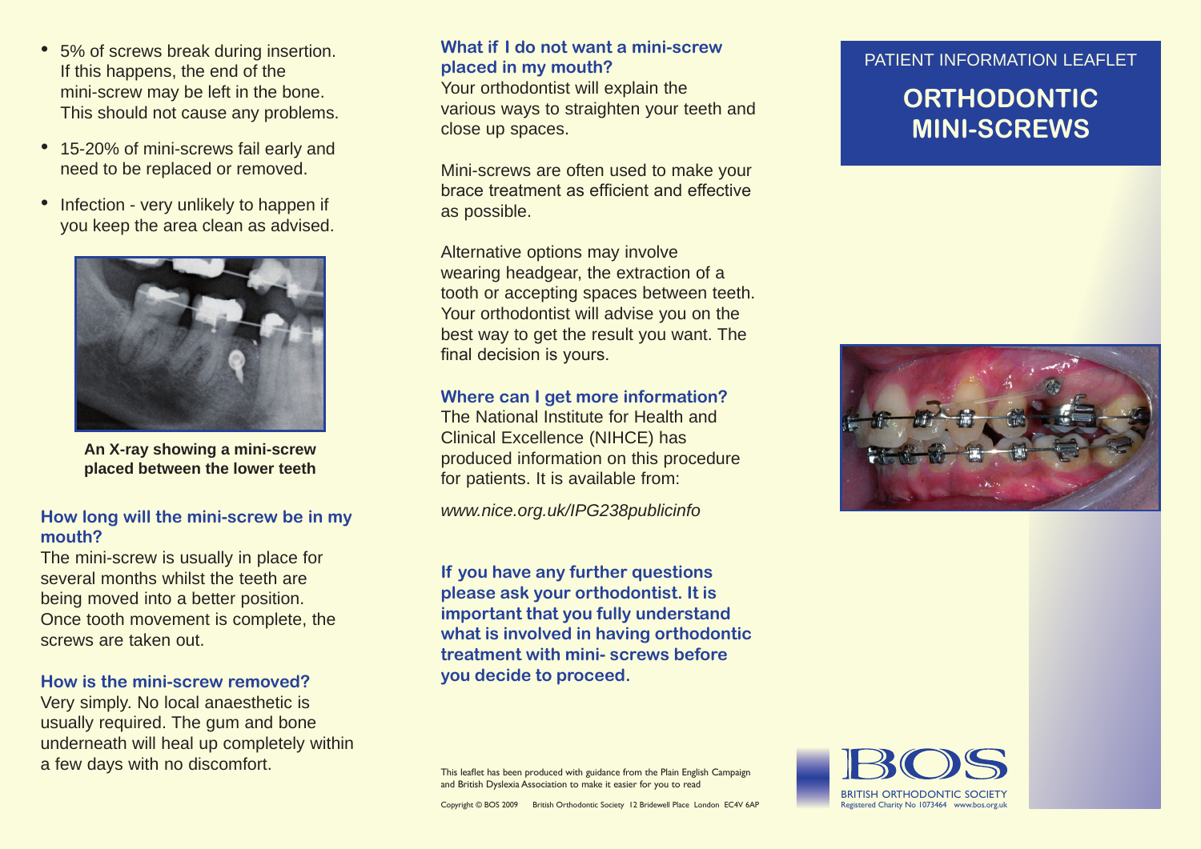- 5% of screws break during insertion. If this happens, the end of the mini-screw may be left in the bone. This should not cause any problems.
- 15-20% of mini-screws fail early and need to be replaced or removed.
- Infection - very unlikely to happen if you keep the area clean as advised.

**An X-ray showing a mini-screw placed between the lower teeth**

### How long will the mini-screw be in my mouth?

The mini-screw is usually in place for several months whilst the teeth are being moved into a better position. Once tooth movement is complete, the screws are taken out.

### How is the mini-screw removed?

Very simply. No local anaesthetic is usually required. The gum and bone underneath will heal up completely within a few days with no discomfort.

### What if I do not want a mini-screw placed in my mouth?

Your orthodontist will explain the various ways to straighten your teeth and close up spaces.

Mini-screws are often used to make your brace treatment as efficient and effective as possible.

Alternative options may involve wearing headgear, the extraction of a tooth or accepting spaces between teeth. Your orthodontist will advise you on the best way to get the result you want. The final decision is yours.

### Where can I get more information?

The National Institute for Health and Clinical Excellence (NIHCE) has produced information on this procedure for patients. It is available from:

*www.nice.org.uk/IPG238publicinfo*

**If you have any further questions please ask your orthodontist. It is important that you fully understand what is involved in having orthodontic treatment with mini- screws before you decide to proceed.**

This leaflet has been produced with guidance from the Plain English Campaign and British Dyslexia Association to make it easier for you to read

Copyright © BOS 2009 British Orthodontic Society 12 Bridewell Place London EC4V 6AP

PATIENT INFORMATION LEAFLET

# ORTHODONTIC MINI-SCREWS

BOS

BRITISH ORTHODONTIC SOCIETY
Registered Charity No 1073464 www.bos.org.uk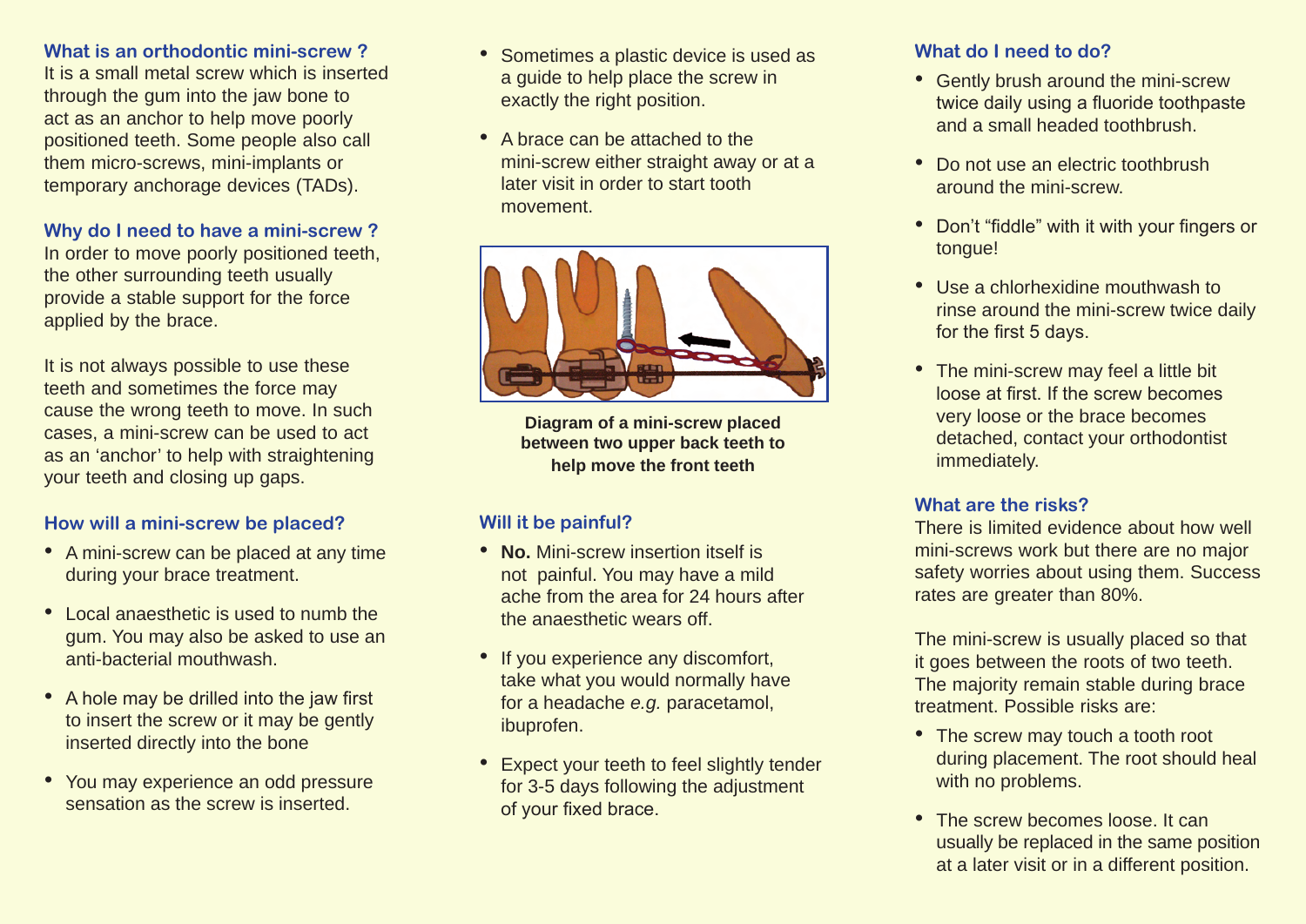## What is an orthodontic mini-screw ?

It is a small metal screw which is inserted through the gum into the jaw bone to act as an anchor to help move poorly positioned teeth. Some people also call them micro-screws, mini-implants or temporary anchorage devices (TADs).

## Why do I need to have a mini-screw ?

In order to move poorly positioned teeth, the other surrounding teeth usually provide a stable support for the force applied by the brace.

It is not always possible to use these teeth and sometimes the force may cause the wrong teeth to move. In such cases, a mini-screw can be used to act as an 'anchor' to help with straightening your teeth and closing up gaps.

## How will a mini-screw be placed?

- A mini-screw can be placed at any time during your brace treatment.
- Local anaesthetic is used to numb the gum. You may also be asked to use an anti-bacterial mouthwash.
- A hole may be drilled into the jaw first to insert the screw or it may be gently inserted directly into the bone
- You may experience an odd pressure sensation as the screw is inserted.
- Sometimes a plastic device is used as a guide to help place the screw in exactly the right position.
- A brace can be attached to the mini-screw either straight away or at a later visit in order to start tooth movement.

**Diagram of a mini-screw placed between two upper back teeth to help move the front teeth**

## Will it be painful?

- **No.** Mini-screw insertion itself is not painful. You may have a mild ache from the area for 24 hours after the anaesthetic wears off.
- If you experience any discomfort, take what you would normally have for a headache *e.g.* paracetamol, ibuprofen.
- Expect your teeth to feel slightly tender for 3-5 days following the adjustment of your fixed brace.

## What do I need to do?

- Gently brush around the mini-screw twice daily using a fluoride toothpaste and a small headed toothbrush.
- Do not use an electric toothbrush around the mini-screw.
- Don't "fiddle" with it with your fingers or tongue!
- Use a chlorhexidine mouthwash to rinse around the mini-screw twice daily for the first 5 days.
- The mini-screw may feel a little bit loose at first. If the screw becomes very loose or the brace becomes detached, contact your orthodontist immediately.

## What are the risks?

There is limited evidence about how well mini-screws work but there are no major safety worries about using them. Success rates are greater than 80%.

The mini-screw is usually placed so that it goes between the roots of two teeth. The majority remain stable during brace treatment. Possible risks are:

- The screw may touch a tooth root during placement. The root should heal with no problems.
- The screw becomes loose. It can usually be replaced in the same position at a later visit or in a different position.